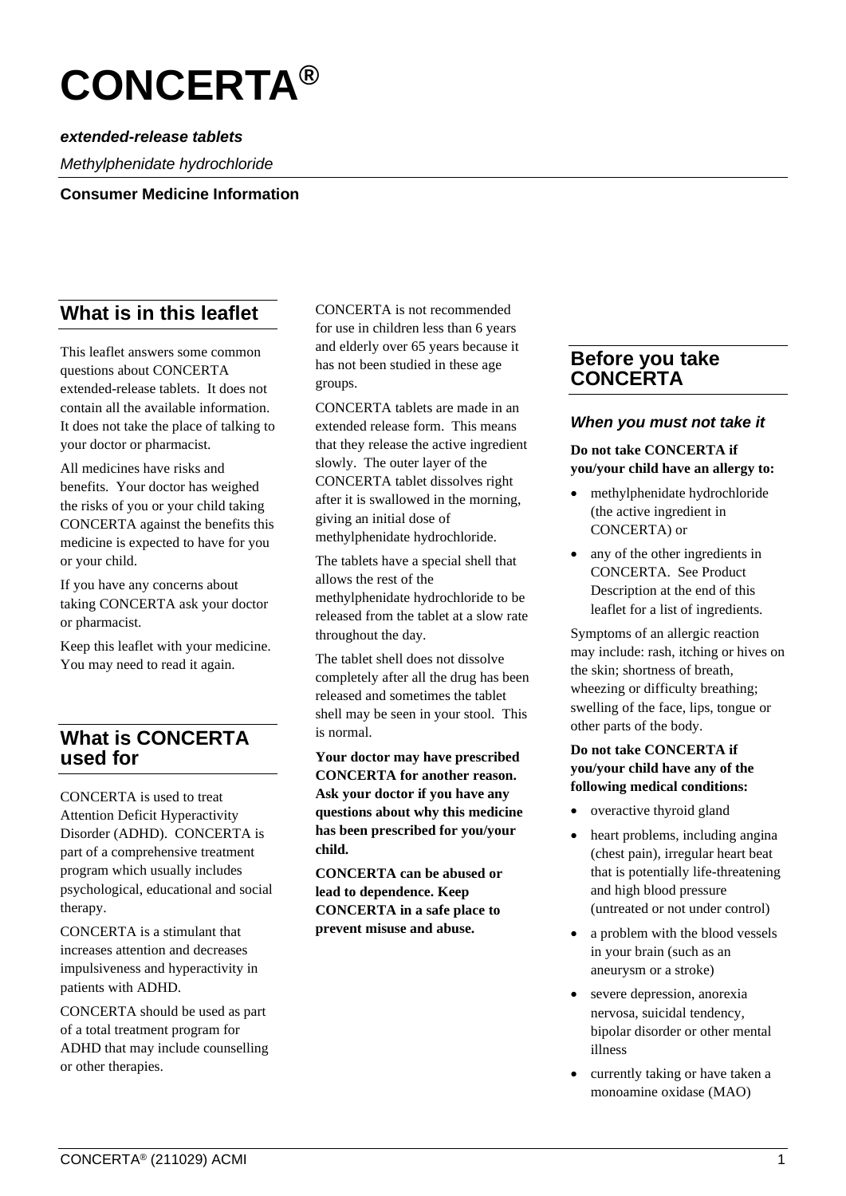# CONCERTA®

***extended-release tablets***

*Methylphenidate hydrochloride*

**Consumer Medicine Information**

## What is in this leaflet

This leaflet answers some common questions about CONCERTA extended-release tablets. It does not contain all the available information. It does not take the place of talking to your doctor or pharmacist.

All medicines have risks and benefits. Your doctor has weighed the risks of you or your child taking CONCERTA against the benefits this medicine is expected to have for you or your child.

If you have any concerns about taking CONCERTA ask your doctor or pharmacist.

Keep this leaflet with your medicine. You may need to read it again.

## What is CONCERTA used for

CONCERTA is used to treat Attention Deficit Hyperactivity Disorder (ADHD). CONCERTA is part of a comprehensive treatment program which usually includes psychological, educational and social therapy.

CONCERTA is a stimulant that increases attention and decreases impulsiveness and hyperactivity in patients with ADHD.

CONCERTA should be used as part of a total treatment program for ADHD that may include counselling or other therapies.

CONCERTA is not recommended for use in children less than 6 years and elderly over 65 years because it has not been studied in these age groups.

CONCERTA tablets are made in an extended release form. This means that they release the active ingredient slowly. The outer layer of the CONCERTA tablet dissolves right after it is swallowed in the morning, giving an initial dose of methylphenidate hydrochloride.

The tablets have a special shell that allows the rest of the methylphenidate hydrochloride to be released from the tablet at a slow rate throughout the day.

The tablet shell does not dissolve completely after all the drug has been released and sometimes the tablet shell may be seen in your stool. This is normal.

**Your doctor may have prescribed CONCERTA for another reason. Ask your doctor if you have any questions about why this medicine has been prescribed for you/your child.**

**CONCERTA can be abused or lead to dependence. Keep CONCERTA in a safe place to prevent misuse and abuse.**

## Before you take CONCERTA

### *When you must not take it*

**Do not take CONCERTA if you/your child have an allergy to:**

- methylphenidate hydrochloride (the active ingredient in CONCERTA) or
- any of the other ingredients in CONCERTA. See Product Description at the end of this leaflet for a list of ingredients.

Symptoms of an allergic reaction may include: rash, itching or hives on the skin; shortness of breath, wheezing or difficulty breathing; swelling of the face, lips, tongue or other parts of the body.

**Do not take CONCERTA if you/your child have any of the following medical conditions:**

- overactive thyroid gland
- heart problems, including angina (chest pain), irregular heart beat that is potentially life-threatening and high blood pressure (untreated or not under control)
- a problem with the blood vessels in your brain (such as an aneurysm or a stroke)
- severe depression, anorexia nervosa, suicidal tendency, bipolar disorder or other mental illness
- currently taking or have taken a monoamine oxidase (MAO)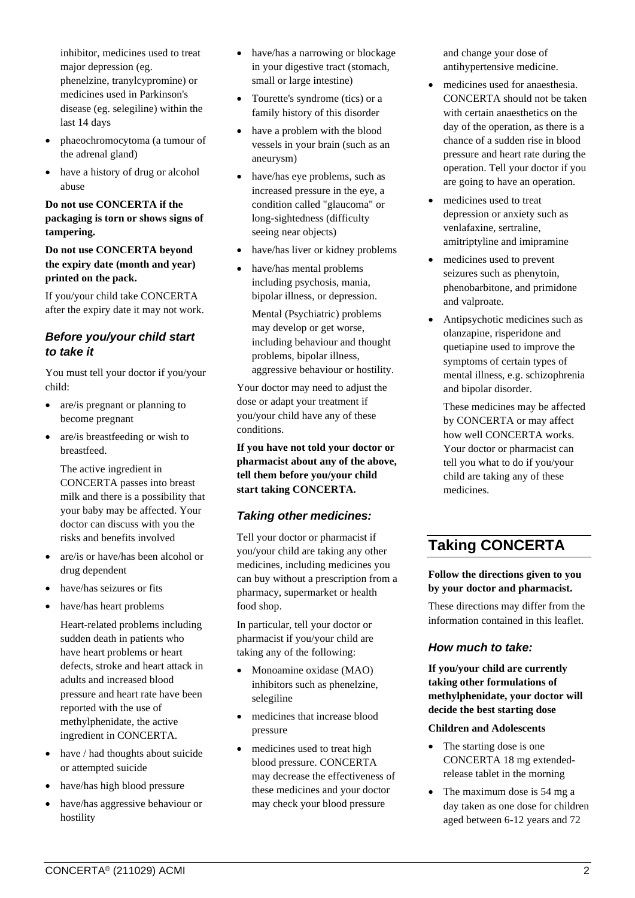inhibitor, medicines used to treat major depression (eg. phenelzine, tranylcypromine) or medicines used in Parkinson's disease (eg. selegiline) within the last 14 days

- phaeochromocytoma (a tumour of the adrenal gland)
- have a history of drug or alcohol abuse

**Do not use CONCERTA if the packaging is torn or shows signs of tampering.**

**Do not use CONCERTA beyond the expiry date (month and year) printed on the pack.**

If you/your child take CONCERTA after the expiry date it may not work.

### *Before you/your child start to take it*

You must tell your doctor if you/your child:

- are/is pregnant or planning to become pregnant
- are/is breastfeeding or wish to breastfeed.

  The active ingredient in CONCERTA passes into breast milk and there is a possibility that your baby may be affected. Your doctor can discuss with you the risks and benefits involved
- are/is or have/has been alcohol or drug dependent
- have/has seizures or fits
- have/has heart problems

  Heart-related problems including sudden death in patients who have heart problems or heart defects, stroke and heart attack in adults and increased blood pressure and heart rate have been reported with the use of methylphenidate, the active ingredient in CONCERTA.
- have / had thoughts about suicide or attempted suicide
- have/has high blood pressure
- have/has aggressive behaviour or hostility
- have/has a narrowing or blockage in your digestive tract (stomach, small or large intestine)
- Tourette's syndrome (tics) or a family history of this disorder
- have a problem with the blood vessels in your brain (such as an aneurysm)
- have/has eye problems, such as increased pressure in the eye, a condition called "glaucoma" or long-sightedness (difficulty seeing near objects)
- have/has liver or kidney problems
- have/has mental problems including psychosis, mania, bipolar illness, or depression.

  Mental (Psychiatric) problems may develop or get worse, including behaviour and thought problems, bipolar illness, aggressive behaviour or hostility.

Your doctor may need to adjust the dose or adapt your treatment if you/your child have any of these conditions.

**If you have not told your doctor or pharmacist about any of the above, tell them before you/your child start taking CONCERTA.**

### *Taking other medicines:*

Tell your doctor or pharmacist if you/your child are taking any other medicines, including medicines you can buy without a prescription from a pharmacy, supermarket or health food shop.

In particular, tell your doctor or pharmacist if you/your child are taking any of the following:

- Monoamine oxidase (MAO) inhibitors such as phenelzine, selegiline
- medicines that increase blood pressure
- medicines used to treat high blood pressure. CONCERTA may decrease the effectiveness of these medicines and your doctor may check your blood pressure and change your dose of antihypertensive medicine.
- medicines used for anaesthesia. CONCERTA should not be taken with certain anaesthetics on the day of the operation, as there is a chance of a sudden rise in blood pressure and heart rate during the operation. Tell your doctor if you are going to have an operation.
- medicines used to treat depression or anxiety such as venlafaxine, sertraline, amitriptyline and imipramine
- medicines used to prevent seizures such as phenytoin, phenobarbitone, and primidone and valproate.
- Antipsychotic medicines such as olanzapine, risperidone and quetiapine used to improve the symptoms of certain types of mental illness, e.g. schizophrenia and bipolar disorder.

  These medicines may be affected by CONCERTA or may affect how well CONCERTA works. Your doctor or pharmacist can tell you what to do if you/your child are taking any of these medicines.

## Taking CONCERTA

**Follow the directions given to you by your doctor and pharmacist.**

These directions may differ from the information contained in this leaflet.

### *How much to take:*

**If you/your child are currently taking other formulations of methylphenidate, your doctor will decide the best starting dose**

**Children and Adolescents**

- The starting dose is one CONCERTA 18 mg extended-release tablet in the morning
- The maximum dose is 54 mg a day taken as one dose for children aged between 6-12 years and 72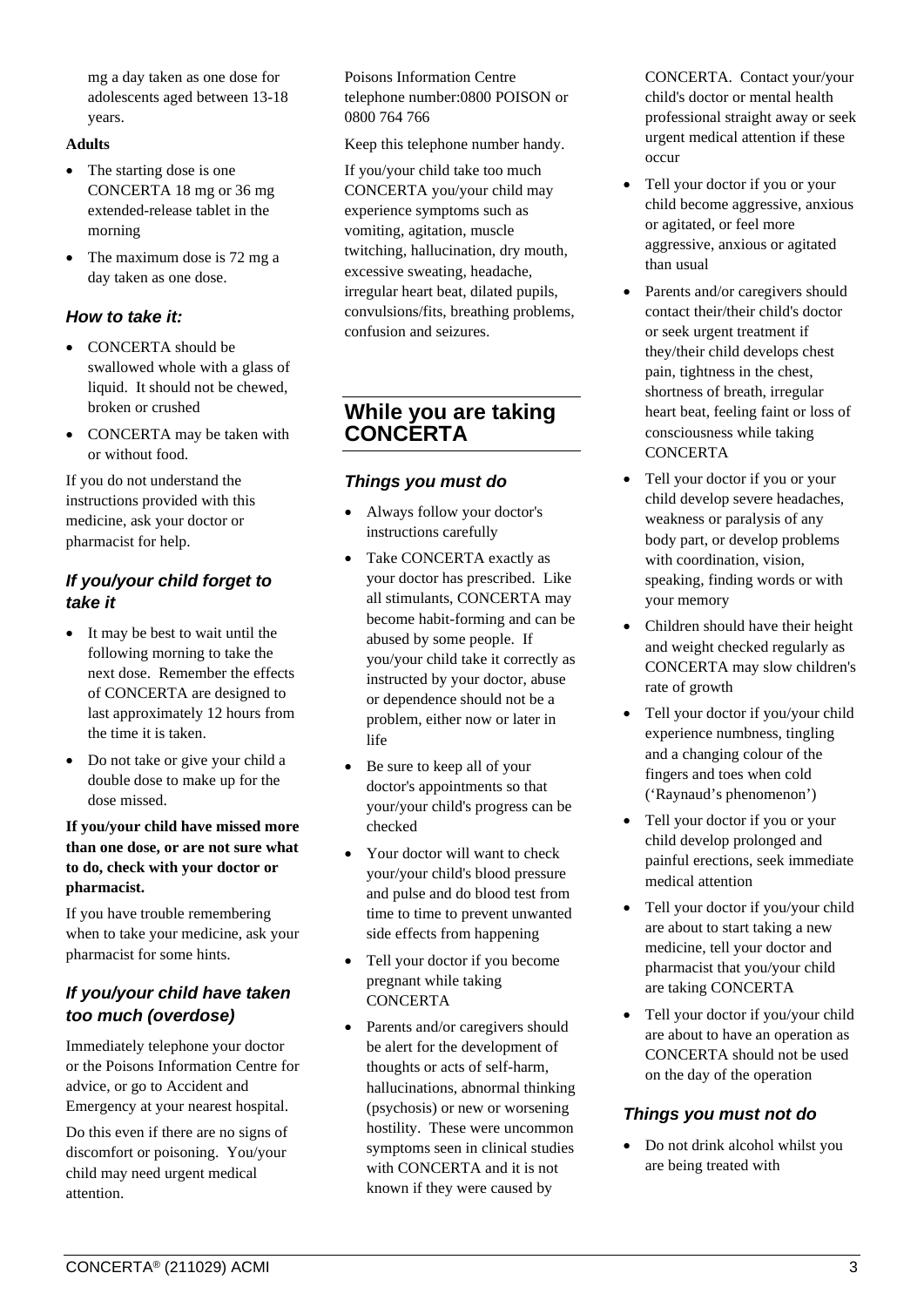mg a day taken as one dose for adolescents aged between 13-18 years.

**Adults**

- The starting dose is one CONCERTA 18 mg or 36 mg extended-release tablet in the morning
- The maximum dose is 72 mg a day taken as one dose.

### *How to take it:*

- CONCERTA should be swallowed whole with a glass of liquid. It should not be chewed, broken or crushed
- CONCERTA may be taken with or without food.

If you do not understand the instructions provided with this medicine, ask your doctor or pharmacist for help.

### *If you/your child forget to take it*

- It may be best to wait until the following morning to take the next dose. Remember the effects of CONCERTA are designed to last approximately 12 hours from the time it is taken.
- Do not take or give your child a double dose to make up for the dose missed.

**If you/your child have missed more than one dose, or are not sure what to do, check with your doctor or pharmacist.**

If you have trouble remembering when to take your medicine, ask your pharmacist for some hints.

### *If you/your child have taken too much (overdose)*

Immediately telephone your doctor or the Poisons Information Centre for advice, or go to Accident and Emergency at your nearest hospital.

Do this even if there are no signs of discomfort or poisoning. You/your child may need urgent medical attention.

Poisons Information Centre telephone number:0800 POISON or 0800 764 766

Keep this telephone number handy.

If you/your child take too much CONCERTA you/your child may experience symptoms such as vomiting, agitation, muscle twitching, hallucination, dry mouth, excessive sweating, headache, irregular heart beat, dilated pupils, convulsions/fits, breathing problems, confusion and seizures.

## While you are taking CONCERTA

### *Things you must do*

- Always follow your doctor's instructions carefully
- Take CONCERTA exactly as your doctor has prescribed. Like all stimulants, CONCERTA may become habit-forming and can be abused by some people. If you/your child take it correctly as instructed by your doctor, abuse or dependence should not be a problem, either now or later in life
- Be sure to keep all of your doctor's appointments so that your/your child's progress can be checked
- Your doctor will want to check your/your child's blood pressure and pulse and do blood test from time to time to prevent unwanted side effects from happening
- Tell your doctor if you become pregnant while taking CONCERTA
- Parents and/or caregivers should be alert for the development of thoughts or acts of self-harm, hallucinations, abnormal thinking (psychosis) or new or worsening hostility. These were uncommon symptoms seen in clinical studies with CONCERTA and it is not known if they were caused by CONCERTA. Contact your/your child's doctor or mental health professional straight away or seek urgent medical attention if these occur
- Tell your doctor if you or your child become aggressive, anxious or agitated, or feel more aggressive, anxious or agitated than usual
- Parents and/or caregivers should contact their/their child's doctor or seek urgent treatment if they/their child develops chest pain, tightness in the chest, shortness of breath, irregular heart beat, feeling faint or loss of consciousness while taking CONCERTA
- Tell your doctor if you or your child develop severe headaches, weakness or paralysis of any body part, or develop problems with coordination, vision, speaking, finding words or with your memory
- Children should have their height and weight checked regularly as CONCERTA may slow children's rate of growth
- Tell your doctor if you/your child experience numbness, tingling and a changing colour of the fingers and toes when cold ('Raynaud's phenomenon')
- Tell your doctor if you or your child develop prolonged and painful erections, seek immediate medical attention
- Tell your doctor if you/your child are about to start taking a new medicine, tell your doctor and pharmacist that you/your child are taking CONCERTA
- Tell your doctor if you/your child are about to have an operation as CONCERTA should not be used on the day of the operation

### *Things you must not do*

- Do not drink alcohol whilst you are being treated with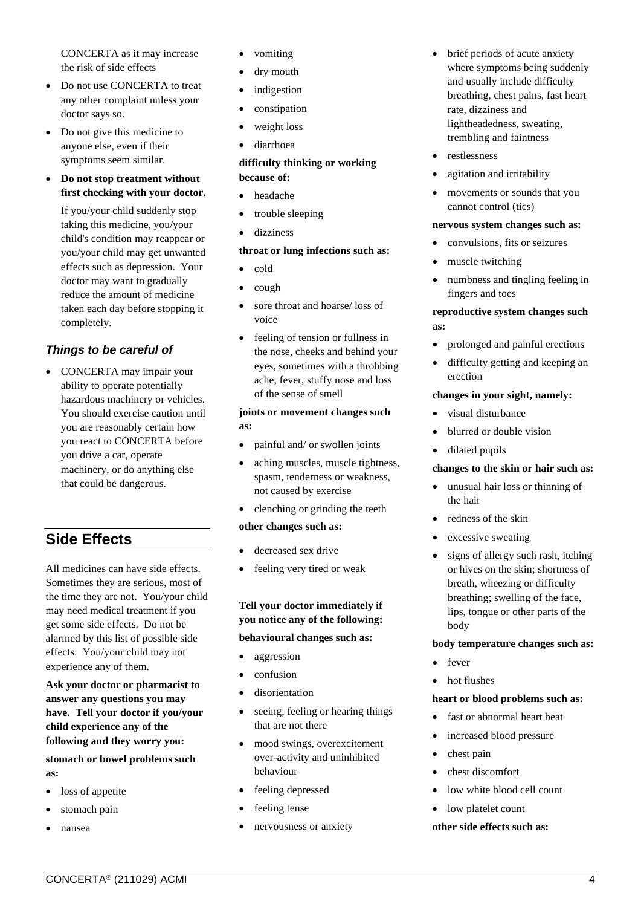CONCERTA as it may increase the risk of side effects

- Do not use CONCERTA to treat any other complaint unless your doctor says so.
- Do not give this medicine to anyone else, even if their symptoms seem similar.
- **Do not stop treatment without first checking with your doctor.**

  If you/your child suddenly stop taking this medicine, you/your child's condition may reappear or you/your child may get unwanted effects such as depression. Your doctor may want to gradually reduce the amount of medicine taken each day before stopping it completely.

### *Things to be careful of*

- CONCERTA may impair your ability to operate potentially hazardous machinery or vehicles. You should exercise caution until you are reasonably certain how you react to CONCERTA before you drive a car, operate machinery, or do anything else that could be dangerous.

## Side Effects

All medicines can have side effects. Sometimes they are serious, most of the time they are not. You/your child may need medical treatment if you get some side effects. Do not be alarmed by this list of possible side effects. You/your child may not experience any of them.

**Ask your doctor or pharmacist to answer any questions you may have. Tell your doctor if you/your child experience any of the following and they worry you:**

**stomach or bowel problems such as:**

- loss of appetite
- stomach pain
- nausea
- vomiting
- dry mouth
- indigestion
- constipation
- weight loss
- diarrhoea

**difficulty thinking or working because of:**

- headache
- trouble sleeping
- dizziness

**throat or lung infections such as:**

- cold
- cough
- sore throat and hoarse/ loss of voice
- feeling of tension or fullness in the nose, cheeks and behind your eyes, sometimes with a throbbing ache, fever, stuffy nose and loss of the sense of smell

**joints or movement changes such as:**

- painful and/ or swollen joints
- aching muscles, muscle tightness, spasm, tenderness or weakness, not caused by exercise
- clenching or grinding the teeth

**other changes such as:**

- decreased sex drive
- feeling very tired or weak

**Tell your doctor immediately if you notice any of the following:**

**behavioural changes such as:**

- aggression
- confusion
- disorientation
- seeing, feeling or hearing things that are not there
- mood swings, overexcitement over-activity and uninhibited behaviour
- feeling depressed
- feeling tense
- nervousness or anxiety
- brief periods of acute anxiety where symptoms being suddenly and usually include difficulty breathing, chest pains, fast heart rate, dizziness and lightheadedness, sweating, trembling and faintness
- restlessness
- agitation and irritability
- movements or sounds that you cannot control (tics)

**nervous system changes such as:**

- convulsions, fits or seizures
- muscle twitching
- numbness and tingling feeling in fingers and toes

**reproductive system changes such as:**

- prolonged and painful erections
- difficulty getting and keeping an erection

**changes in your sight, namely:**

- visual disturbance
- blurred or double vision
- dilated pupils

**changes to the skin or hair such as:**

- unusual hair loss or thinning of the hair
- redness of the skin
- excessive sweating
- signs of allergy such rash, itching or hives on the skin; shortness of breath, wheezing or difficulty breathing; swelling of the face, lips, tongue or other parts of the body

**body temperature changes such as:**

- fever
- hot flushes

**heart or blood problems such as:**

- fast or abnormal heart beat
- increased blood pressure
- chest pain
- chest discomfort
- low white blood cell count
- low platelet count

**other side effects such as:**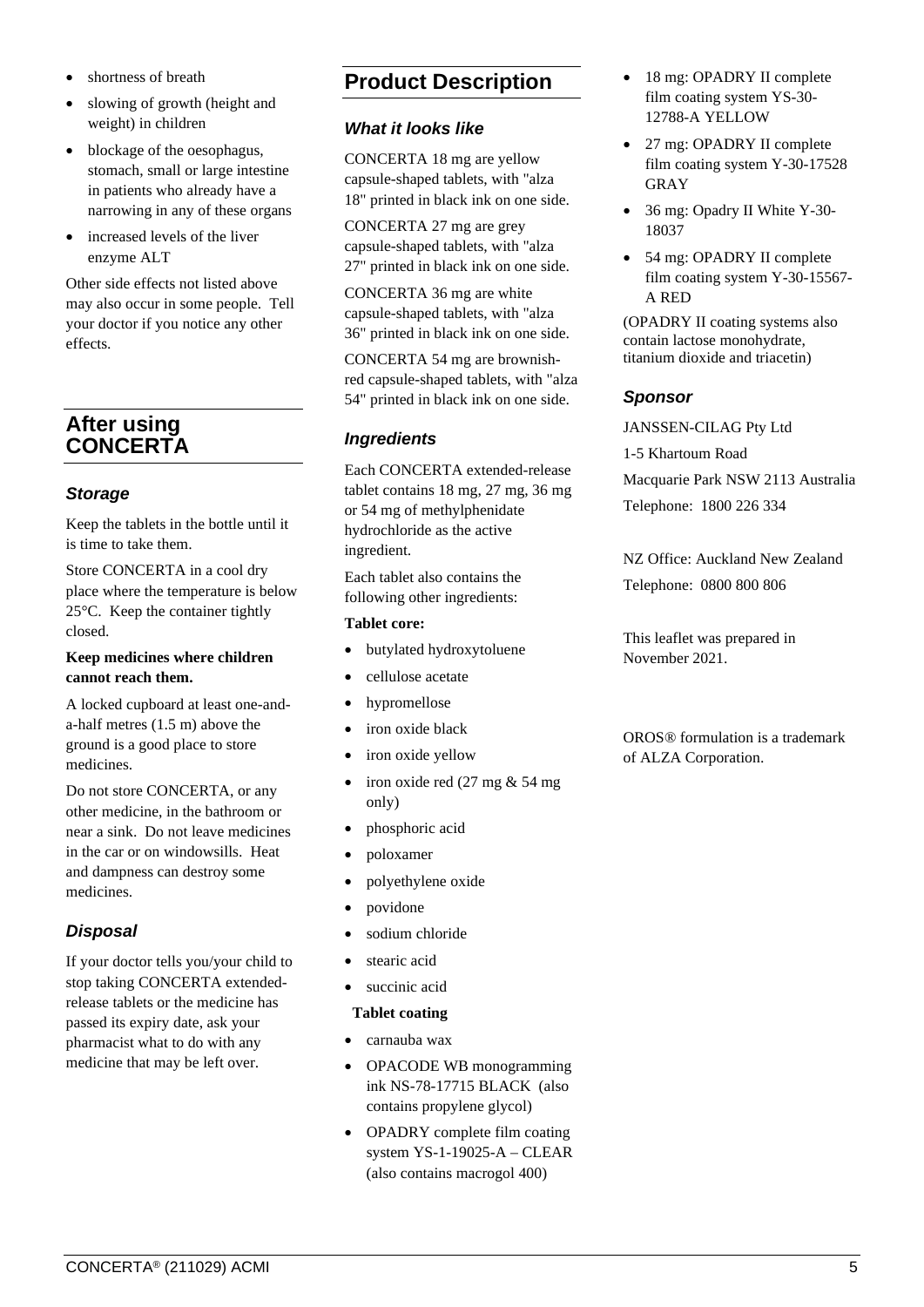- shortness of breath
- slowing of growth (height and weight) in children
- blockage of the oesophagus, stomach, small or large intestine in patients who already have a narrowing in any of these organs
- increased levels of the liver enzyme ALT

Other side effects not listed above may also occur in some people. Tell your doctor if you notice any other effects.

# After using CONCERTA

## Storage

Keep the tablets in the bottle until it is time to take them.

Store CONCERTA in a cool dry place where the temperature is below 25°C. Keep the container tightly closed.

**Keep medicines where children cannot reach them.**

A locked cupboard at least one-and-a-half metres (1.5 m) above the ground is a good place to store medicines.

Do not store CONCERTA, or any other medicine, in the bathroom or near a sink. Do not leave medicines in the car or on windowsills. Heat and dampness can destroy some medicines.

## Disposal

If your doctor tells you/your child to stop taking CONCERTA extended-release tablets or the medicine has passed its expiry date, ask your pharmacist what to do with any medicine that may be left over.

# Product Description

## What it looks like

CONCERTA 18 mg are yellow capsule-shaped tablets, with "alza 18" printed in black ink on one side.

CONCERTA 27 mg are grey capsule-shaped tablets, with "alza 27" printed in black ink on one side.

CONCERTA 36 mg are white capsule-shaped tablets, with "alza 36" printed in black ink on one side.

CONCERTA 54 mg are brownish-red capsule-shaped tablets, with "alza 54" printed in black ink on one side.

## Ingredients

Each CONCERTA extended-release tablet contains 18 mg, 27 mg, 36 mg or 54 mg of methylphenidate hydrochloride as the active ingredient.

Each tablet also contains the following other ingredients:

**Tablet core:**

- butylated hydroxytoluene
- cellulose acetate
- hypromellose
- iron oxide black
- iron oxide yellow
- iron oxide red (27 mg & 54 mg only)
- phosphoric acid
- poloxamer
- polyethylene oxide
- povidone
- sodium chloride
- stearic acid
- succinic acid

**Tablet coating**

- carnauba wax
- OPACODE WB monogramming ink NS-78-17715 BLACK (also contains propylene glycol)
- OPADRY complete film coating system YS-1-19025-A – CLEAR (also contains macrogol 400)
- 18 mg: OPADRY II complete film coating system YS-30-12788-A YELLOW
- 27 mg: OPADRY II complete film coating system Y-30-17528 GRAY
- 36 mg: Opadry II White Y-30-18037
- 54 mg: OPADRY II complete film coating system Y-30-15567-A RED

(OPADRY II coating systems also contain lactose monohydrate, titanium dioxide and triacetin)

## Sponsor

JANSSEN-CILAG Pty Ltd

1-5 Khartoum Road

Macquarie Park NSW 2113 Australia

Telephone: 1800 226 334

NZ Office: Auckland New Zealand

Telephone: 0800 800 806

This leaflet was prepared in November 2021.

OROS® formulation is a trademark of ALZA Corporation.